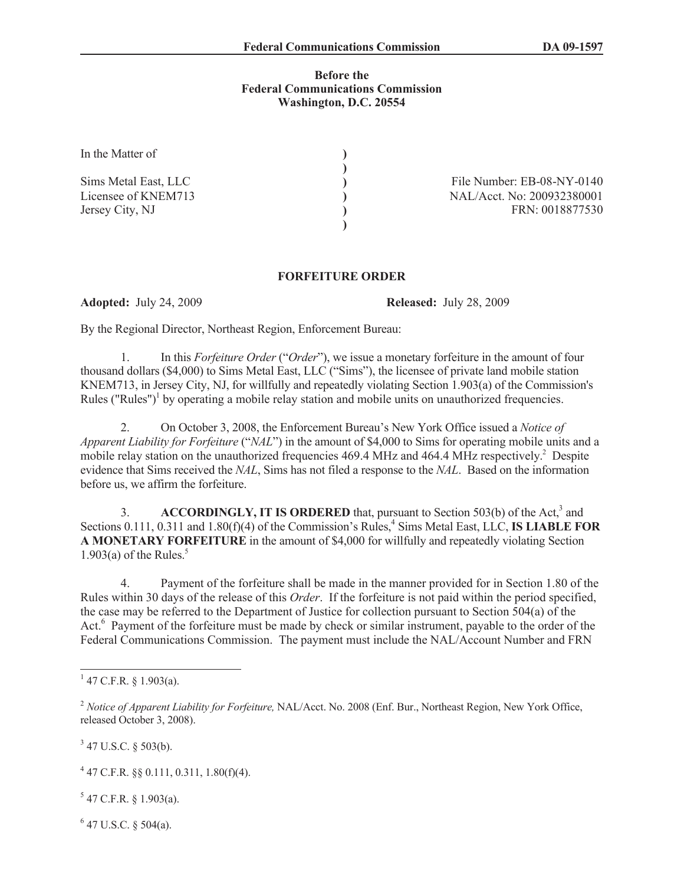**Before the**
**Federal Communications Commission**
**Washington, D.C. 20554**

| | | |
|---|---|---|
| In the Matter of | ) | |
| | ) | |
| Sims Metal East, LLC | ) | File Number: EB-08-NY-0140 |
| Licensee of KNEM713 | ) | NAL/Acct. No: 200932380001 |
| Jersey City, NJ | ) | FRN: 0018877530 |
| | ) | |

## FORFEITURE ORDER

**Adopted:** July 24, 2009 **Released:** July 28, 2009

By the Regional Director, Northeast Region, Enforcement Bureau:

1. In this *Forfeiture Order* ("*Order*"), we issue a monetary forfeiture in the amount of four thousand dollars ($4,000) to Sims Metal East, LLC ("Sims"), the licensee of private land mobile station KNEM713, in Jersey City, NJ, for willfully and repeatedly violating Section 1.903(a) of the Commission's Rules ("Rules")[1] by operating a mobile relay station and mobile units on unauthorized frequencies.

2. On October 3, 2008, the Enforcement Bureau's New York Office issued a *Notice of Apparent Liability for Forfeiture* ("*NAL*") in the amount of $4,000 to Sims for operating mobile units and a mobile relay station on the unauthorized frequencies 469.4 MHz and 464.4 MHz respectively.[2] Despite evidence that Sims received the *NAL*, Sims has not filed a response to the *NAL*. Based on the information before us, we affirm the forfeiture.

3. **ACCORDINGLY, IT IS ORDERED** that, pursuant to Section 503(b) of the Act,[3] and Sections 0.111, 0.311 and 1.80(f)(4) of the Commission's Rules,[4] Sims Metal East, LLC, **IS LIABLE FOR A MONETARY FORFEITURE** in the amount of $4,000 for willfully and repeatedly violating Section 1.903(a) of the Rules.[5]

4. Payment of the forfeiture shall be made in the manner provided for in Section 1.80 of the Rules within 30 days of the release of this *Order*. If the forfeiture is not paid within the period specified, the case may be referred to the Department of Justice for collection pursuant to Section 504(a) of the Act.[6] Payment of the forfeiture must be made by check or similar instrument, payable to the order of the Federal Communications Commission. The payment must include the NAL/Account Number and FRN

---

[1] 47 C.F.R. § 1.903(a).

[2] *Notice of Apparent Liability for Forfeiture,* NAL/Acct. No. 2008 (Enf. Bur., Northeast Region, New York Office, released October 3, 2008).

[3] 47 U.S.C. § 503(b).

[4] 47 C.F.R. §§ 0.111, 0.311, 1.80(f)(4).

[5] 47 C.F.R. § 1.903(a).

[6] 47 U.S.C. § 504(a).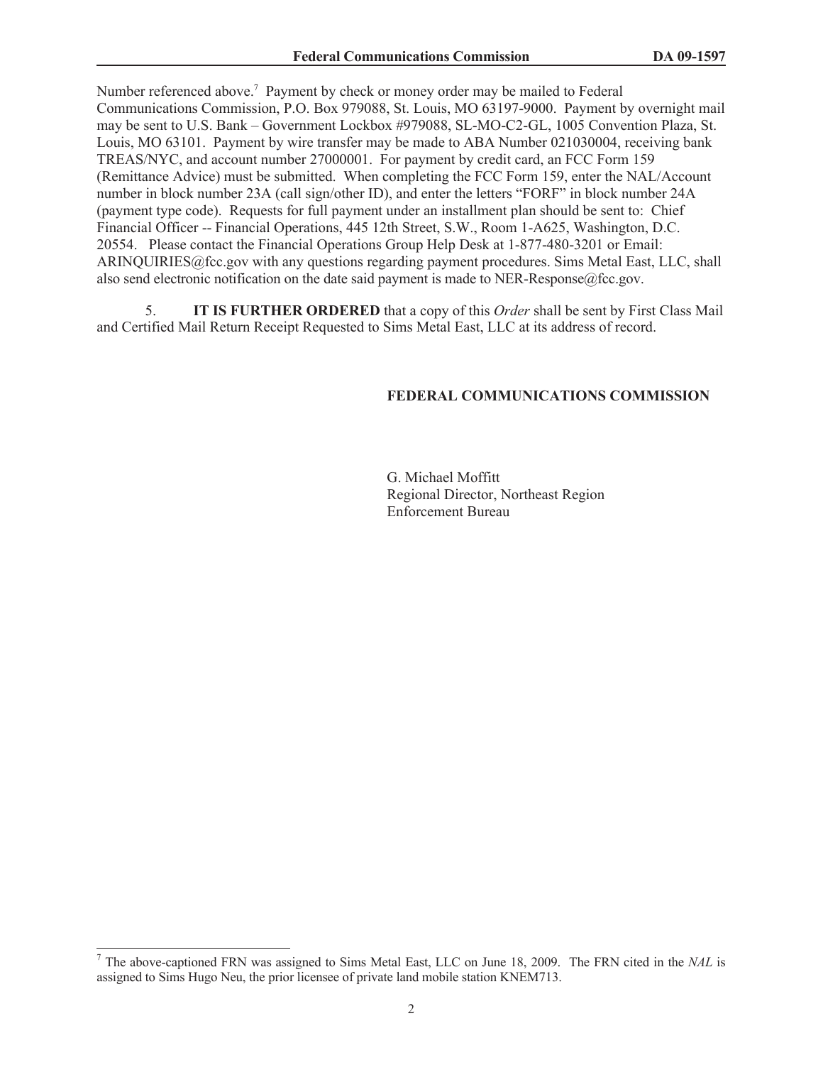Number referenced above.[7] Payment by check or money order may be mailed to Federal Communications Commission, P.O. Box 979088, St. Louis, MO 63197-9000. Payment by overnight mail may be sent to U.S. Bank – Government Lockbox #979088, SL-MO-C2-GL, 1005 Convention Plaza, St. Louis, MO 63101. Payment by wire transfer may be made to ABA Number 021030004, receiving bank TREAS/NYC, and account number 27000001. For payment by credit card, an FCC Form 159 (Remittance Advice) must be submitted. When completing the FCC Form 159, enter the NAL/Account number in block number 23A (call sign/other ID), and enter the letters "FORF" in block number 24A (payment type code). Requests for full payment under an installment plan should be sent to: Chief Financial Officer -- Financial Operations, 445 12th Street, S.W., Room 1-A625, Washington, D.C. 20554. Please contact the Financial Operations Group Help Desk at 1-877-480-3201 or Email: ARINQUIRIES@fcc.gov with any questions regarding payment procedures. Sims Metal East, LLC, shall also send electronic notification on the date said payment is made to NER-Response@fcc.gov.

5. **IT IS FURTHER ORDERED** that a copy of this *Order* shall be sent by First Class Mail and Certified Mail Return Receipt Requested to Sims Metal East, LLC at its address of record.

**FEDERAL COMMUNICATIONS COMMISSION**

G. Michael Moffitt
Regional Director, Northeast Region
Enforcement Bureau

---

[7] The above-captioned FRN was assigned to Sims Metal East, LLC on June 18, 2009. The FRN cited in the *NAL* is assigned to Sims Hugo Neu, the prior licensee of private land mobile station KNEM713.